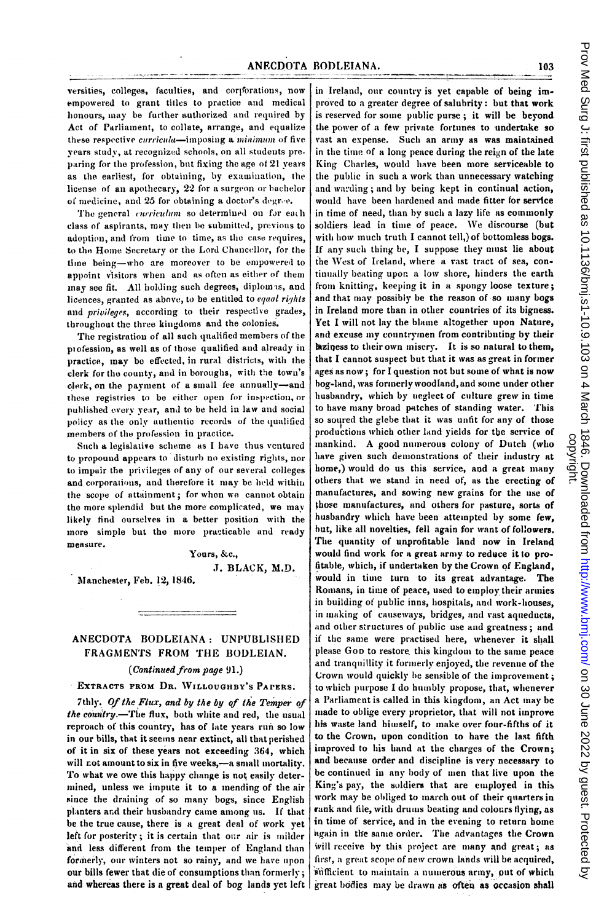versities, colleges, faculties, and corporations, now empowered to grant titles to practice and medical honours, may be further authorized and required by Act of Parliament, to collate, arrange, and equalize these respective *curricula*—imposing a *minimum* of five years study, at recognized schools, on all students preparing for the profession, but fixing the age of 21 years as the earliest, for obtaining, by examination, the license of an apothecary, 22 for a surgeon or bachelor of medicine, and 25 for obtaining a doctor's degree.

The general *curriculum* so determined on for each class of aspirants, may then be submitted, previous to adoption, and from time to time, as the case requires, to the Home Secretary or the Lord Chancellor, for the time being—who are moreover to be empowered to appoint visitors when and as often as either of them may see fit. All holding such degrees, diplomas, and licences, granted as above, to be entitled to *equal rights* and *privileges*, according to their respective grades, throughout the three kingdoms and the colonies.

The registration of all such qualified members of the profession, as well as of those qualified and already in practice, may be effected, in rural districts, with the clerk for the county, and in boroughs, with the town's clerk, on the payment of a small fee annually—and these registries to be either open for inspection, or published every year, and to be held in law and social policy as the only authentic records of the qualified members of the profession in practice.

Such a legislative scheme as I have thus ventured to propound appears to disturb no existing rights, nor to impair the privileges of any of our several colleges and corporations, and therefore it may be held within the scope of attainment; for when we cannot obtain the more splendid but the more complicated, we may likely find ourselves in a better position with the more simple but the more practicable and ready measure.

Yours, &c.,

J. BLACK, M.D.

Manchester, Feb. 12, 1846.

---

## ANECDOTA BODLEIANA: UNPUBLISHED FRAGMENTS FROM THE BODLEIAN.

(*Continued from page* 91.)

### EXTRACTS FROM DR. WILLOUGHBY'S PAPERS.

7thly. *Of the Flux, and by the by of the Temper of the country.*—The flux, both white and red, the usual reproach of this country, has of late years run so low in our bills, that it seems near extinct, all that perished of it in six of these years not exceeding 364, which will not amount to six in five weeks,—a small mortality. To what we owe this happy change is not easily determined, unless we impute it to a mending of the air since the draining of so many bogs, since English planters and their husbandry came among us. If that be the true cause, there is a great deal of work yet left for posterity; it is certain that our air is milder and less different from the temper of England than formerly, our winters not so rainy, and we have upon our bills fewer that die of consumptions than formerly; and whereas there is a great deal of bog lands yet left in Ireland, our country is yet capable of being improved to a greater degree of salubrity: but that work is reserved for some public purse; it will be beyond the power of a few private fortunes to undertake so vast an expense. Such an army as was maintained in the time of a long peace during the reign of the late King Charles, would have been more serviceable to the public in such a work than unnecessary watching and warding; and by being kept in continual action, would have been hardened and made fitter for service in time of need, than by such a lazy life as commonly soldiers lead in time of peace. We discourse (but with how much truth I cannot tell,) of bottomless bogs. If any such thing be, I suppose they must lie about the West of Ireland, where a vast tract of sea, continually beating upon a low shore, hinders the earth from knitting, keeping it in a spongy loose texture; and that may possibly be the reason of so many bogs in Ireland more than in other countries of its bigness. Yet I will not lay the blame altogether upon Nature, and excuse my countrymen from contributing by their laziness to their own misery. It is so natural to them, that I cannot suspect but that it was as great in former ages as now; for I question not but some of what is now bog-land, was formerly woodland, and some under other husbandry, which by neglect of culture grew in time to have many broad patches of standing water. This so soured the glebe that it was unfit for any of those productions which other land yields for the service of mankind. A good numerous colony of Dutch (who have given such demonstrations of their industry at home,) would do us this service, and a great many others that we stand in need of, as the erecting of manufactures, and sowing new grains for the use of those manufactures, and others for pasture, sorts of husbandry which have been attempted by some few, but, like all novelties, fell again for want of followers. The quantity of unprofitable land now in Ireland would find work for a great army to reduce it to profitable, which, if undertaken by the Crown of England, would in time turn to its great advantage. The Romans, in time of peace, used to employ their armies in building of public inns, hospitals, and work-houses, in making of causeways, bridges, and vast aqueducts, and other structures of public use and greatness; and if the same were practised here, whenever it shall please GOD to restore this kingdom to the same peace and tranquillity it formerly enjoyed, the revenue of the Crown would quickly be sensible of the improvement; to which purpose I do humbly propose, that, whenever a Parliament is called in this kingdom, an Act may be made to oblige every proprietor, that will not improve his waste land himself, to make over four-fifths of it to the Crown, upon condition to have the last fifth improved to his hand at the charges of the Crown; and because order and discipline is very necessary to be continued in any body of men that live upon the King's pay, the soldiers that are employed in this work may be obliged to march out of their quarters in rank and file, with drums beating and colours flying, as in time of service, and in the evening to return home again in the same order. The advantages the Crown will receive by this project are many and great; as first, a great scope of new crown lands will be acquired, sufficient to maintain a numerous army, out of which great bodies may be drawn as often as occasion shall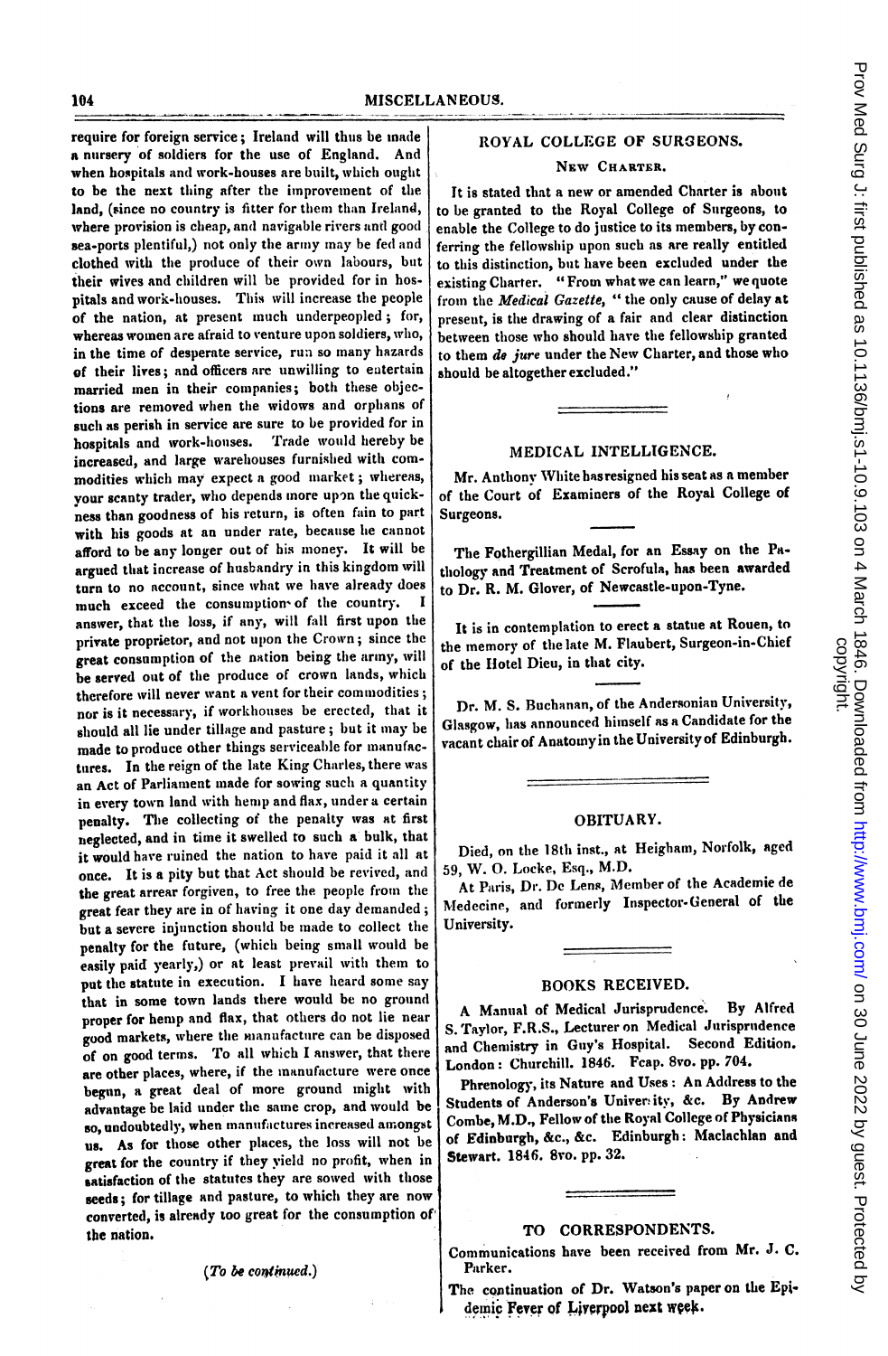require for foreign service; Ireland will thus be made a nursery of soldiers for the use of England. And when hospitals and work-houses are built, which ought to be the next thing after the improvement of the land, (since no country is fitter for them than Ireland, where provision is cheap, and navigable rivers and good sea-ports plentiful,) not only the army may be fed and clothed with the produce of their own labours, but their wives and children will be provided for in hospitals and work-houses. This will increase the people of the nation, at present much underpeopled; for, whereas women are afraid to venture upon soldiers, who, in the time of desperate service, run so many hazards of their lives; and officers are unwilling to entertain married men in their companies; both these objections are removed when the widows and orphans of such as perish in service are sure to be provided for in hospitals and work-houses. Trade would hereby be increased, and large warehouses furnished with commodities which may expect a good market; whereas, your scanty trader, who depends more upon the quickness than goodness of his return, is often fain to part with his goods at an under rate, because he cannot afford to be any longer out of his money. It will be argued that increase of husbandry in this kingdom will turn to no account, since what we have already does much exceed the consumption of the country. I answer, that the loss, if any, will fall first upon the private proprietor, and not upon the Crown; since the great consumption of the nation being the army, will be served out of the produce of crown lands, which therefore will never want a vent for their commodities; nor is it necessary, if workhouses be erected, that it should all lie under tillage and pasture; but it may be made to produce other things serviceable for manufactures. In the reign of the late King Charles, there was an Act of Parliament made for sowing such a quantity in every town land with hemp and flax, under a certain penalty. The collecting of the penalty was at first neglected, and in time it swelled to such a bulk, that it would have ruined the nation to have paid it all at once. It is a pity but that Act should be revived, and the great arrear forgiven, to free the people from the great fear they are in of having it one day demanded; but a severe injunction should be made to collect the penalty for the future, (which being small would be easily paid yearly,) or at least prevail with them to put the statute in execution. I have heard some say that in some town lands there would be no ground proper for hemp and flax, that others do not lie near good markets, where the manufacture can be disposed of on good terms. To all which I answer, that there are other places, where, if the manufacture were once begun, a great deal of more ground might with advantage be laid under the same crop, and would be so, undoubtedly, when manufactures increased amongst us. As for those other places, the loss will not be great for the country if they yield no profit, when in satisfaction of the statutes they are sowed with those seeds; for tillage and pasture, to which they are now converted, is already too great for the consumption of the nation.

(*To be continued.*)

## ROYAL COLLEGE OF SURGEONS.

### New Charter.

It is stated that a new or amended Charter is about to be granted to the Royal College of Surgeons, to enable the College to do justice to its members, by conferring the fellowship upon such as are really entitled to this distinction, but have been excluded under the existing Charter. "From what we can learn," we quote from the *Medical Gazette*, "the only cause of delay at present, is the drawing of a fair and clear distinction between those who should have the fellowship granted to them *de jure* under the New Charter, and those who should be altogether excluded."

## MEDICAL INTELLIGENCE.

Mr. Anthony White has resigned his seat as a member of the Court of Examiners of the Royal College of Surgeons.

The Fothergillian Medal, for an Essay on the Pathology and Treatment of Scrofula, has been awarded to Dr. R. M. Glover, of Newcastle-upon-Tyne.

It is in contemplation to erect a statue at Rouen, to the memory of the late M. Flaubert, Surgeon-in-Chief of the Hotel Dieu, in that city.

Dr. M. S. Buchanan, of the Andersonian University, Glasgow, has announced himself as a Candidate for the vacant chair of Anatomy in the University of Edinburgh.

## OBITUARY.

Died, on the 18th inst., at Heigham, Norfolk, aged 59, W. O. Locke, Esq., M.D.

At Paris, Dr. De Lens, Member of the Academie de Medecine, and formerly Inspector-General of the University.

## BOOKS RECEIVED.

A Manual of Medical Jurisprudence. By Alfred S. Taylor, F.R.S., Lecturer on Medical Jurisprudence and Chemistry in Guy's Hospital. Second Edition. London: Churchill. 1846. Fcap. 8vo. pp. 704.

Phrenology, its Nature and Uses: An Address to the Students of Anderson's University, &c. By Andrew Combe, M.D., Fellow of the Royal College of Physicians of Edinburgh, &c., &c. Edinburgh: Maclachlan and Stewart. 1846. 8vo. pp. 32.

## TO CORRESPONDENTS.

Communications have been received from Mr. J. C. Parker.

The continuation of Dr. Watson's paper on the Epidemic Fever of Liverpool next week.